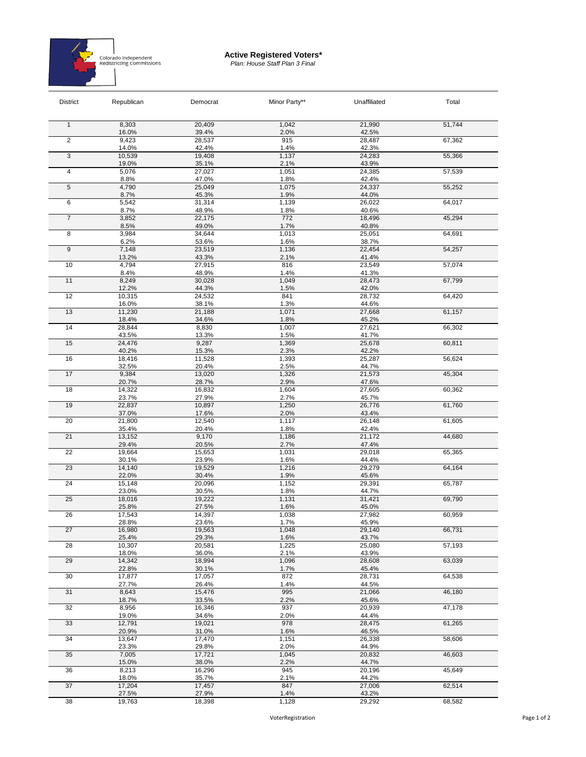Colorado Independent Redistricting Commissions

## Active Registered Voters*

*Plan: House Staff Plan 3 Final*

| District | Republican | Democrat | Minor Party** | Unaffiliated | Total |
|---|---|---|---|---|---|
| 1 | 8,303 | 20,409 | 1,042 | 21,990 | 51,744 |
| | 16.0% | 39.4% | 2.0% | 42.5% | |
| 2 | 9,423 | 28,537 | 915 | 28,487 | 67,362 |
| | 14.0% | 42.4% | 1.4% | 42.3% | |
| 3 | 10,539 | 19,408 | 1,137 | 24,283 | 55,366 |
| | 19.0% | 35.1% | 2.1% | 43.9% | |
| 4 | 5,076 | 27,027 | 1,051 | 24,385 | 57,539 |
| | 8.8% | 47.0% | 1.8% | 42.4% | |
| 5 | 4,790 | 25,049 | 1,075 | 24,337 | 55,252 |
| | 8.7% | 45.3% | 1.9% | 44.0% | |
| 6 | 5,542 | 31,314 | 1,139 | 26,022 | 64,017 |
| | 8.7% | 48.9% | 1.8% | 40.6% | |
| 7 | 3,852 | 22,175 | 772 | 18,496 | 45,294 |
| | 8.5% | 49.0% | 1.7% | 40.8% | |
| 8 | 3,984 | 34,644 | 1,013 | 25,051 | 64,691 |
| | 6.2% | 53.6% | 1.6% | 38.7% | |
| 9 | 7,148 | 23,519 | 1,136 | 22,454 | 54,257 |
| | 13.2% | 43.3% | 2.1% | 41.4% | |
| 10 | 4,794 | 27,915 | 816 | 23,549 | 57,074 |
| | 8.4% | 48.9% | 1.4% | 41.3% | |
| 11 | 8,249 | 30,028 | 1,049 | 28,473 | 67,799 |
| | 12.2% | 44.3% | 1.5% | 42.0% | |
| 12 | 10,315 | 24,532 | 841 | 28,732 | 64,420 |
| | 16.0% | 38.1% | 1.3% | 44.6% | |
| 13 | 11,230 | 21,188 | 1,071 | 27,668 | 61,157 |
| | 18.4% | 34.6% | 1.8% | 45.2% | |
| 14 | 28,844 | 8,830 | 1,007 | 27,621 | 66,302 |
| | 43.5% | 13.3% | 1.5% | 41.7% | |
| 15 | 24,476 | 9,287 | 1,369 | 25,678 | 60,811 |
| | 40.2% | 15.3% | 2.3% | 42.2% | |
| 16 | 18,416 | 11,528 | 1,393 | 25,287 | 56,624 |
| | 32.5% | 20.4% | 2.5% | 44.7% | |
| 17 | 9,384 | 13,020 | 1,326 | 21,573 | 45,304 |
| | 20.7% | 28.7% | 2.9% | 47.6% | |
| 18 | 14,322 | 16,832 | 1,604 | 27,605 | 60,362 |
| | 23.7% | 27.9% | 2.7% | 45.7% | |
| 19 | 22,837 | 10,897 | 1,250 | 26,776 | 61,760 |
| | 37.0% | 17.6% | 2.0% | 43.4% | |
| 20 | 21,800 | 12,540 | 1,117 | 26,148 | 61,605 |
| | 35.4% | 20.4% | 1.8% | 42.4% | |
| 21 | 13,152 | 9,170 | 1,186 | 21,172 | 44,680 |
| | 29.4% | 20.5% | 2.7% | 47.4% | |
| 22 | 19,664 | 15,653 | 1,031 | 29,018 | 65,365 |
| | 30.1% | 23.9% | 1.6% | 44.4% | |
| 23 | 14,140 | 19,529 | 1,216 | 29,279 | 64,164 |
| | 22.0% | 30.4% | 1.9% | 45.6% | |
| 24 | 15,148 | 20,096 | 1,152 | 29,391 | 65,787 |
| | 23.0% | 30.5% | 1.8% | 44.7% | |
| 25 | 18,016 | 19,222 | 1,131 | 31,421 | 69,790 |
| | 25.8% | 27.5% | 1.6% | 45.0% | |
| 26 | 17,543 | 14,397 | 1,038 | 27,982 | 60,959 |
| | 28.8% | 23.6% | 1.7% | 45.9% | |
| 27 | 16,980 | 19,563 | 1,048 | 29,140 | 66,731 |
| | 25.4% | 29.3% | 1.6% | 43.7% | |
| 28 | 10,307 | 20,581 | 1,225 | 25,080 | 57,193 |
| | 18.0% | 36.0% | 2.1% | 43.9% | |
| 29 | 14,342 | 18,994 | 1,096 | 28,608 | 63,039 |
| | 22.8% | 30.1% | 1.7% | 45.4% | |
| 30 | 17,877 | 17,057 | 872 | 28,731 | 64,538 |
| | 27.7% | 26.4% | 1.4% | 44.5% | |
| 31 | 8,643 | 15,476 | 995 | 21,066 | 46,180 |
| | 18.7% | 33.5% | 2.2% | 45.6% | |
| 32 | 8,956 | 16,346 | 937 | 20,939 | 47,178 |
| | 19.0% | 34.6% | 2.0% | 44.4% | |
| 33 | 12,791 | 19,021 | 978 | 28,475 | 61,265 |
| | 20.9% | 31.0% | 1.6% | 46.5% | |
| 34 | 13,647 | 17,470 | 1,151 | 26,338 | 58,606 |
| | 23.3% | 29.8% | 2.0% | 44.9% | |
| 35 | 7,005 | 17,721 | 1,045 | 20,832 | 46,603 |
| | 15.0% | 38.0% | 2.2% | 44.7% | |
| 36 | 8,213 | 16,296 | 945 | 20,196 | 45,649 |
| | 18.0% | 35.7% | 2.1% | 44.2% | |
| 37 | 17,204 | 17,457 | 847 | 27,006 | 62,514 |
| | 27.5% | 27.9% | 1.4% | 43.2% | |
| 38 | 19,763 | 18,398 | 1,128 | 29,292 | 68,582 |

VoterRegistration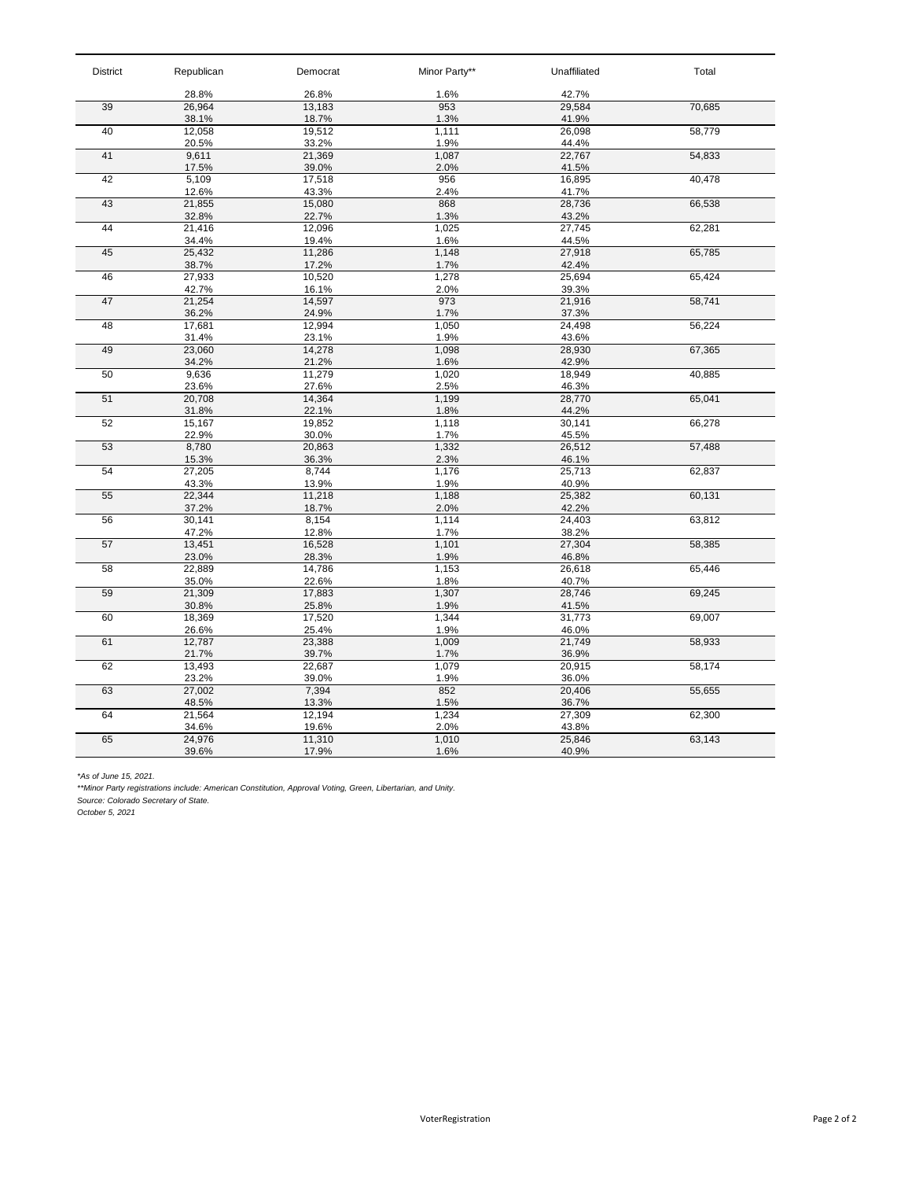| District | Republican | Democrat | Minor Party** | Unaffiliated | Total |
|---|---|---|---|---|---|
| | 28.8% | 26.8% | 1.6% | 42.7% | |
| 39 | 26,964 | 13,183 | 953 | 29,584 | 70,685 |
| | 38.1% | 18.7% | 1.3% | 41.9% | |
| 40 | 12,058 | 19,512 | 1,111 | 26,098 | 58,779 |
| | 20.5% | 33.2% | 1.9% | 44.4% | |
| 41 | 9,611 | 21,369 | 1,087 | 22,767 | 54,833 |
| | 17.5% | 39.0% | 2.0% | 41.5% | |
| 42 | 5,109 | 17,518 | 956 | 16,895 | 40,478 |
| | 12.6% | 43.3% | 2.4% | 41.7% | |
| 43 | 21,855 | 15,080 | 868 | 28,736 | 66,538 |
| | 32.8% | 22.7% | 1.3% | 43.2% | |
| 44 | 21,416 | 12,096 | 1,025 | 27,745 | 62,281 |
| | 34.4% | 19.4% | 1.6% | 44.5% | |
| 45 | 25,432 | 11,286 | 1,148 | 27,918 | 65,785 |
| | 38.7% | 17.2% | 1.7% | 42.4% | |
| 46 | 27,933 | 10,520 | 1,278 | 25,694 | 65,424 |
| | 42.7% | 16.1% | 2.0% | 39.3% | |
| 47 | 21,254 | 14,597 | 973 | 21,916 | 58,741 |
| | 36.2% | 24.9% | 1.7% | 37.3% | |
| 48 | 17,681 | 12,994 | 1,050 | 24,498 | 56,224 |
| | 31.4% | 23.1% | 1.9% | 43.6% | |
| 49 | 23,060 | 14,278 | 1,098 | 28,930 | 67,365 |
| | 34.2% | 21.2% | 1.6% | 42.9% | |
| 50 | 9,636 | 11,279 | 1,020 | 18,949 | 40,885 |
| | 23.6% | 27.6% | 2.5% | 46.3% | |
| 51 | 20,708 | 14,364 | 1,199 | 28,770 | 65,041 |
| | 31.8% | 22.1% | 1.8% | 44.2% | |
| 52 | 15,167 | 19,852 | 1,118 | 30,141 | 66,278 |
| | 22.9% | 30.0% | 1.7% | 45.5% | |
| 53 | 8,780 | 20,863 | 1,332 | 26,512 | 57,488 |
| | 15.3% | 36.3% | 2.3% | 46.1% | |
| 54 | 27,205 | 8,744 | 1,176 | 25,713 | 62,837 |
| | 43.3% | 13.9% | 1.9% | 40.9% | |
| 55 | 22,344 | 11,218 | 1,188 | 25,382 | 60,131 |
| | 37.2% | 18.7% | 2.0% | 42.2% | |
| 56 | 30,141 | 8,154 | 1,114 | 24,403 | 63,812 |
| | 47.2% | 12.8% | 1.7% | 38.2% | |
| 57 | 13,451 | 16,528 | 1,101 | 27,304 | 58,385 |
| | 23.0% | 28.3% | 1.9% | 46.8% | |
| 58 | 22,889 | 14,786 | 1,153 | 26,618 | 65,446 |
| | 35.0% | 22.6% | 1.8% | 40.7% | |
| 59 | 21,309 | 17,883 | 1,307 | 28,746 | 69,245 |
| | 30.8% | 25.8% | 1.9% | 41.5% | |
| 60 | 18,369 | 17,520 | 1,344 | 31,773 | 69,007 |
| | 26.6% | 25.4% | 1.9% | 46.0% | |
| 61 | 12,787 | 23,388 | 1,009 | 21,749 | 58,933 |
| | 21.7% | 39.7% | 1.7% | 36.9% | |
| 62 | 13,493 | 22,687 | 1,079 | 20,915 | 58,174 |
| | 23.2% | 39.0% | 1.9% | 36.0% | |
| 63 | 27,002 | 7,394 | 852 | 20,406 | 55,655 |
| | 48.5% | 13.3% | 1.5% | 36.7% | |
| 64 | 21,564 | 12,194 | 1,234 | 27,309 | 62,300 |
| | 34.6% | 19.6% | 2.0% | 43.8% | |
| 65 | 24,976 | 11,310 | 1,010 | 25,846 | 63,143 |
| | 39.6% | 17.9% | 1.6% | 40.9% | |

*As of June 15, 2021.*

***Minor Party registrations include: American Constitution, Approval Voting, Green, Libertarian, and Unity.*

*Source: Colorado Secretary of State.*

*October 5, 2021*